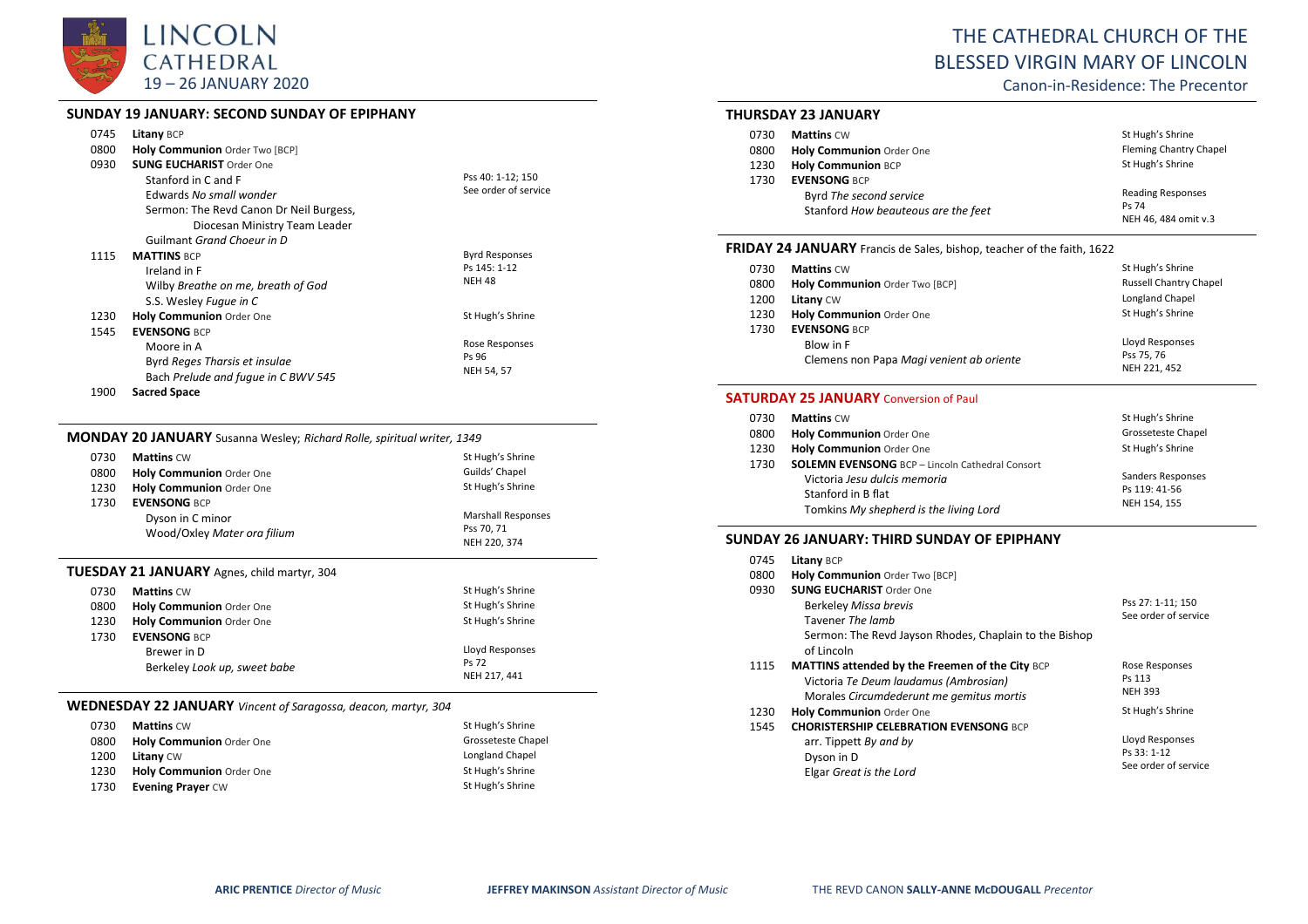# LINCOLN CATHEDRAL

19 – 26 JANUARY 2020

# THE CATHEDRAL CHURCH OF THE BLESSED VIRGIN MARY OF LINCOLN

Canon-in-Residence: The Precentor

## SUNDAY 19 JANUARY: SECOND SUNDAY OF EPIPHANY

| | | |
|---|---|---|
| 0745 | **Litany** BCP | |
| 0800 | **Holy Communion** Order Two [BCP] | |
| 0930 | **SUNG EUCHARIST** Order One<br>Stanford in C and F<br>Edwards *No small wonder*<br>Sermon: The Revd Canon Dr Neil Burgess, Diocesan Ministry Team Leader<br>Guilmant *Grand Choeur in D* | Pss 40: 1-12; 150<br>See order of service |
| 1115 | **MATTINS** BCP<br>Ireland in F<br>Wilby *Breathe on me, breath of God*<br>S.S. Wesley *Fugue in C* | Byrd Responses<br>Ps 145: 1-12<br>NEH 48 |
| 1230 | **Holy Communion** Order One | St Hugh's Shrine |
| 1545 | **EVENSONG** BCP<br>Moore in A<br>Byrd *Reges Tharsis et insulae*<br>Bach *Prelude and fugue in C BWV 545* | Rose Responses<br>Ps 96<br>NEH 54, 57 |
| 1900 | **Sacred Space** | |

## MONDAY 20 JANUARY Susanna Wesley; *Richard Rolle, spiritual writer, 1349*

| | | |
|---|---|---|
| 0730 | **Mattins** CW | St Hugh's Shrine |
| 0800 | **Holy Communion** Order One | Guilds' Chapel |
| 1230 | **Holy Communion** Order One | St Hugh's Shrine |
| 1730 | **EVENSONG** BCP<br>Dyson in C minor<br>Wood/Oxley *Mater ora filium* | Marshall Responses<br>Pss 70, 71<br>NEH 220, 374 |

## TUESDAY 21 JANUARY Agnes, child martyr, 304

| | | |
|---|---|---|
| 0730 | **Mattins** CW | St Hugh's Shrine |
| 0800 | **Holy Communion** Order One | St Hugh's Shrine |
| 1230 | **Holy Communion** Order One | St Hugh's Shrine |
| 1730 | **EVENSONG** BCP<br>Brewer in D<br>Berkeley *Look up, sweet babe* | Lloyd Responses<br>Ps 72<br>NEH 217, 441 |

## WEDNESDAY 22 JANUARY *Vincent of Saragossa, deacon, martyr, 304*

| | | |
|---|---|---|
| 0730 | **Mattins** CW | St Hugh's Shrine |
| 0800 | **Holy Communion** Order One | Grosseteste Chapel |
| 1200 | **Litany** CW | Longland Chapel |
| 1230 | **Holy Communion** Order One | St Hugh's Shrine |
| 1730 | **Evening Prayer** CW | St Hugh's Shrine |

## THURSDAY 23 JANUARY

| | | |
|---|---|---|
| 0730 | **Mattins** CW | St Hugh's Shrine |
| 0800 | **Holy Communion** Order One | Fleming Chantry Chapel |
| 1230 | **Holy Communion** BCP | St Hugh's Shrine |
| 1730 | **EVENSONG** BCP<br>Byrd *The second service*<br>Stanford *How beauteous are the feet* | Reading Responses<br>Ps 74<br>NEH 46, 484 omit v.3 |

## FRIDAY 24 JANUARY Francis de Sales, bishop, teacher of the faith, 1622

| | | |
|---|---|---|
| 0730 | **Mattins** CW | St Hugh's Shrine |
| 0800 | **Holy Communion** Order Two [BCP] | Russell Chantry Chapel |
| 1200 | **Litany** CW | Longland Chapel |
| 1230 | **Holy Communion** Order One | St Hugh's Shrine |
| 1730 | **EVENSONG** BCP<br>Blow in F<br>Clemens non Papa *Magi venient ab oriente* | Lloyd Responses<br>Pss 75, 76<br>NEH 221, 452 |

## SATURDAY 25 JANUARY Conversion of Paul

| | | |
|---|---|---|
| 0730 | **Mattins** CW | St Hugh's Shrine |
| 0800 | **Holy Communion** Order One | Grosseteste Chapel |
| 1230 | **Holy Communion** Order One | St Hugh's Shrine |
| 1730 | **SOLEMN EVENSONG** BCP – Lincoln Cathedral Consort<br>Victoria *Jesu dulcis memoria*<br>Stanford in B flat<br>Tomkins *My shepherd is the living Lord* | Sanders Responses<br>Ps 119: 41-56<br>NEH 154, 155 |

## SUNDAY 26 JANUARY: THIRD SUNDAY OF EPIPHANY

| | | |
|---|---|---|
| 0745 | **Litany** BCP | |
| 0800 | **Holy Communion** Order Two [BCP] | |
| 0930 | **SUNG EUCHARIST** Order One<br>Berkeley *Missa brevis*<br>Tavener *The lamb*<br>Sermon: The Revd Jayson Rhodes, Chaplain to the Bishop of Lincoln | Pss 27: 1-11; 150<br>See order of service |
| 1115 | **MATTINS attended by the Freemen of the City** BCP<br>Victoria *Te Deum laudamus (Ambrosian)*<br>Morales *Circumdederunt me gemitus mortis* | Rose Responses<br>Ps 113<br>NEH 393 |
| 1230 | **Holy Communion** Order One | St Hugh's Shrine |
| 1545 | **CHORISTERSHIP CELEBRATION EVENSONG** BCP<br>arr. Tippett *By and by*<br>Dyson in D<br>Elgar *Great is the Lord* | Lloyd Responses<br>Ps 33: 1-12<br>See order of service |

**ARIC PRENTICE** *Director of Music* **JEFFREY MAKINSON** *Assistant Director of Music* THE REVD CANON **SALLY-ANNE McDOUGALL** *Precentor*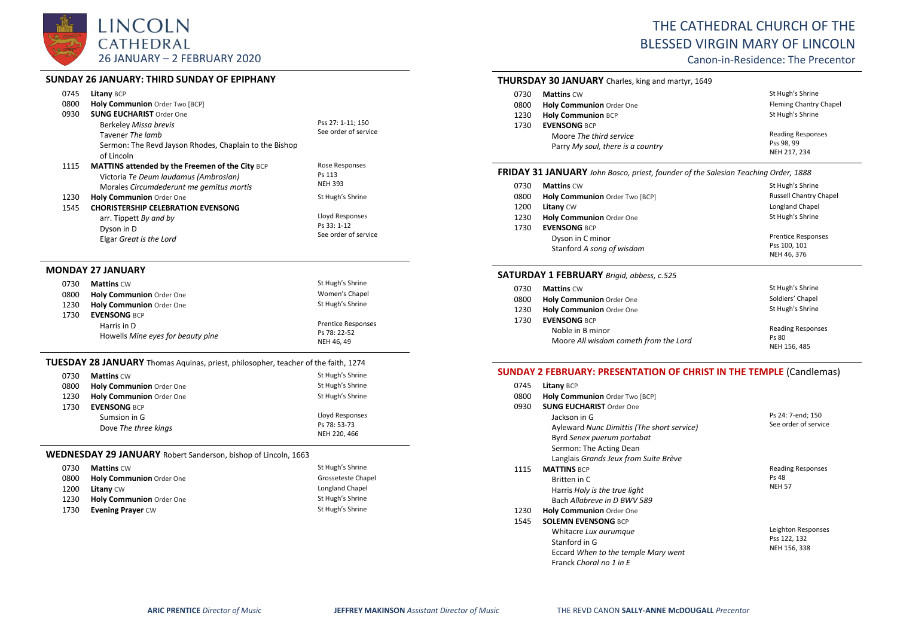# LINCOLN CATHEDRAL
26 JANUARY – 2 FEBRUARY 2020

# THE CATHEDRAL CHURCH OF THE BLESSED VIRGIN MARY OF LINCOLN
Canon-in-Residence: The Precentor

## SUNDAY 26 JANUARY: THIRD SUNDAY OF EPIPHANY

| | | |
|---|---|---|
| 0745 | **Litany** BCP | |
| 0800 | **Holy Communion** Order Two [BCP] | |
| 0930 | **SUNG EUCHARIST** Order One<br>Berkeley *Missa brevis*<br>Tavener *The lamb*<br>Sermon: The Revd Jayson Rhodes, Chaplain to the Bishop of Lincoln | Pss 27: 1-11; 150<br>See order of service |
| 1115 | **MATTINS attended by the Freemen of the City** BCP<br>Victoria *Te Deum laudamus (Ambrosian)*<br>Morales *Circumdederunt me gemitus mortis* | Rose Responses<br>Ps 113<br>NEH 393 |
| 1230 | **Holy Communion** Order One | St Hugh's Shrine |
| 1545 | **CHORISTERSHIP CELEBRATION EVENSONG**<br>arr. Tippett *By and by*<br>Dyson in D<br>Elgar *Great is the Lord* | Lloyd Responses<br>Ps 33: 1-12<br>See order of service |

## MONDAY 27 JANUARY

| | | |
|---|---|---|
| 0730 | **Mattins** CW | St Hugh's Shrine |
| 0800 | **Holy Communion** Order One | Women's Chapel |
| 1230 | **Holy Communion** Order One | St Hugh's Shrine |
| 1730 | **EVENSONG** BCP<br>Harris in D<br>Howells *Mine eyes for beauty pine* | Prentice Responses<br>Ps 78: 22-52<br>NEH 46, 49 |

## TUESDAY 28 JANUARY Thomas Aquinas, priest, philosopher, teacher of the faith, 1274

| | | |
|---|---|---|
| 0730 | **Mattins** CW | St Hugh's Shrine |
| 0800 | **Holy Communion** Order One | St Hugh's Shrine |
| 1230 | **Holy Communion** Order One | St Hugh's Shrine |
| 1730 | **EVENSONG** BCP<br>Sumsion in G<br>Dove *The three kings* | Lloyd Responses<br>Ps 78: 53-73<br>NEH 220, 466 |

## WEDNESDAY 29 JANUARY Robert Sanderson, bishop of Lincoln, 1663

| | | |
|---|---|---|
| 0730 | **Mattins** CW | St Hugh's Shrine |
| 0800 | **Holy Communion** Order One | Grosseteste Chapel |
| 1200 | **Litany** CW | Longland Chapel |
| 1230 | **Holy Communion** Order One | St Hugh's Shrine |
| 1730 | **Evening Prayer** CW | St Hugh's Shrine |

## THURSDAY 30 JANUARY Charles, king and martyr, 1649

| | | |
|---|---|---|
| 0730 | **Mattins** CW | St Hugh's Shrine |
| 0800 | **Holy Communion** Order One | Fleming Chantry Chapel |
| 1230 | **Holy Communion** BCP | St Hugh's Shrine |
| 1730 | **EVENSONG** BCP<br>Moore *The third service*<br>Parry *My soul, there is a country* | Reading Responses<br>Pss 98, 99<br>NEH 217, 234 |

## FRIDAY 31 JANUARY *John Bosco, priest, founder of the Salesian Teaching Order, 1888*

| | | |
|---|---|---|
| 0730 | **Mattins** CW | St Hugh's Shrine |
| 0800 | **Holy Communion** Order Two [BCP] | Russell Chantry Chapel |
| 1200 | **Litany** CW | Longland Chapel |
| 1230 | **Holy Communion** Order One | St Hugh's Shrine |
| 1730 | **EVENSONG** BCP<br>Dyson in C minor<br>Stanford *A song of wisdom* | Prentice Responses<br>Pss 100, 101<br>NEH 46, 376 |

## SATURDAY 1 FEBRUARY *Brigid, abbess, c.525*

| | | |
|---|---|---|
| 0730 | **Mattins** CW | St Hugh's Shrine |
| 0800 | **Holy Communion** Order One | Soldiers' Chapel |
| 1230 | **Holy Communion** Order One | St Hugh's Shrine |
| 1730 | **EVENSONG** BCP<br>Noble in B minor<br>Moore *All wisdom cometh from the Lord* | Reading Responses<br>Ps 80<br>NEH 156, 485 |

## SUNDAY 2 FEBRUARY: PRESENTATION OF CHRIST IN THE TEMPLE (Candlemas)

| | | |
|---|---|---|
| 0745 | **Litany** BCP | |
| 0800 | **Holy Communion** Order Two [BCP] | |
| 0930 | **SUNG EUCHARIST** Order One<br>Jackson in G<br>Ayleward *Nunc Dimittis (The short service)*<br>Byrd *Senex puerum portabat*<br>Sermon: The Acting Dean<br>Langlais *Grands Jeux from Suite Brève* | Ps 24: 7-end; 150<br>See order of service |
| 1115 | **MATTINS** BCP<br>Britten in C<br>Harris *Holy is the true light*<br>Bach *Allabreve in D BWV 589* | Reading Responses<br>Ps 48<br>NEH 57 |
| 1230 | **Holy Communion** Order One | |
| 1545 | **SOLEMN EVENSONG** BCP<br>Whitacre *Lux aurumque*<br>Stanford in G<br>Eccard *When to the temple Mary went*<br>Franck *Choral no 1 in E* | Leighton Responses<br>Pss 122, 132<br>NEH 156, 338 |

**ARIC PRENTICE** *Director of Music* **JEFFREY MAKINSON** *Assistant Director of Music* THE REVD CANON **SALLY-ANNE McDOUGALL** *Precentor*